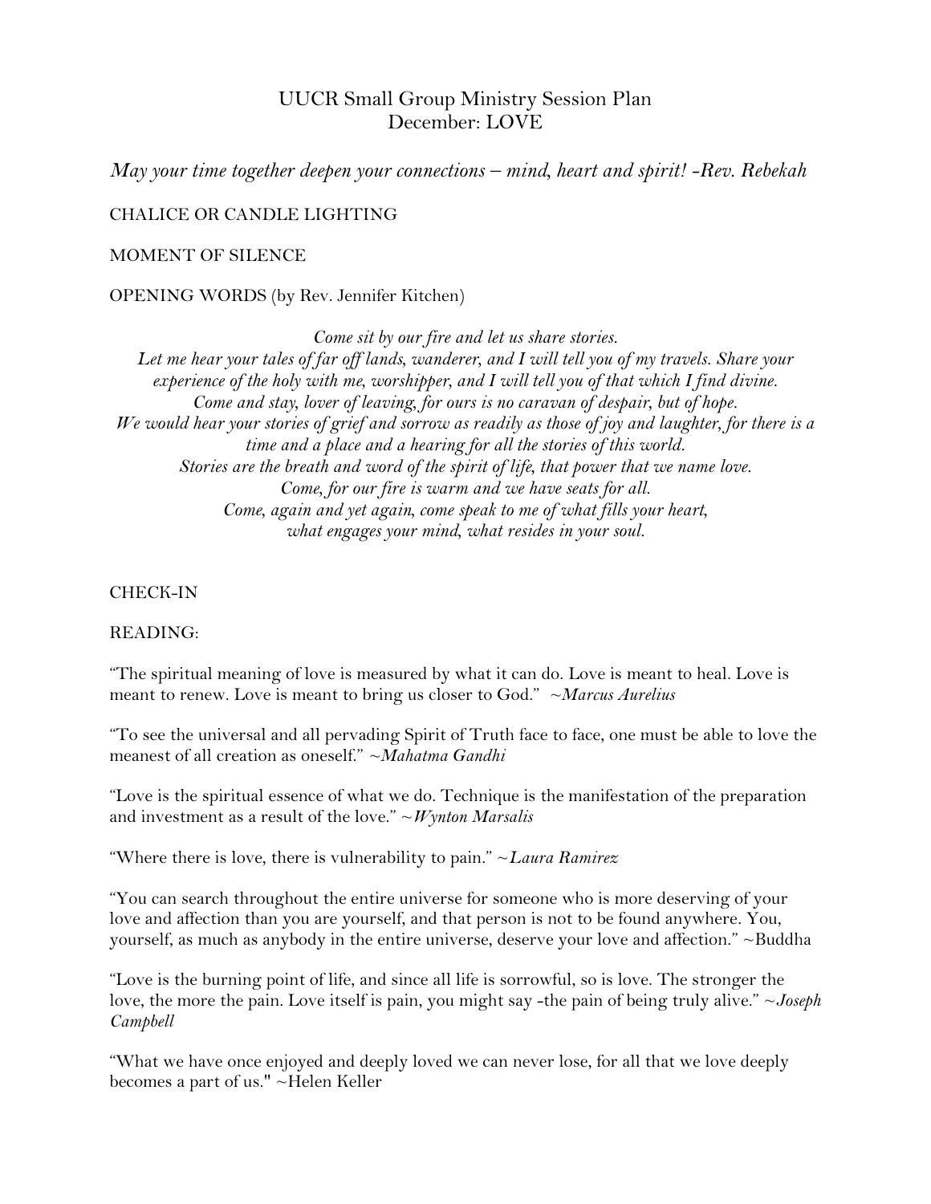# UUCR Small Group Ministry Session Plan
## December: LOVE

*May your time together deepen your connections – mind, heart and spirit! -Rev. Rebekah*

CHALICE OR CANDLE LIGHTING

MOMENT OF SILENCE

OPENING WORDS (by Rev. Jennifer Kitchen)

*Come sit by our fire and let us share stories.*
*Let me hear your tales of far off lands, wanderer, and I will tell you of my travels. Share your experience of the holy with me, worshipper, and I will tell you of that which I find divine.*
*Come and stay, lover of leaving, for ours is no caravan of despair, but of hope.*
*We would hear your stories of grief and sorrow as readily as those of joy and laughter, for there is a time and a place and a hearing for all the stories of this world.*
*Stories are the breath and word of the spirit of life, that power that we name love.*
*Come, for our fire is warm and we have seats for all.*
*Come, again and yet again, come speak to me of what fills your heart,*
*what engages your mind, what resides in your soul.*

CHECK-IN

READING:

"The spiritual meaning of love is measured by what it can do. Love is meant to heal. Love is meant to renew. Love is meant to bring us closer to God." ~*Marcus Aurelius*

"To see the universal and all pervading Spirit of Truth face to face, one must be able to love the meanest of all creation as oneself." ~*Mahatma Gandhi*

"Love is the spiritual essence of what we do. Technique is the manifestation of the preparation and investment as a result of the love." ~*Wynton Marsalis*

"Where there is love, there is vulnerability to pain." ~*Laura Ramirez*

"You can search throughout the entire universe for someone who is more deserving of your love and affection than you are yourself, and that person is not to be found anywhere. You, yourself, as much as anybody in the entire universe, deserve your love and affection." ~Buddha

"Love is the burning point of life, and since all life is sorrowful, so is love. The stronger the love, the more the pain. Love itself is pain, you might say -the pain of being truly alive." ~*Joseph Campbell*

"What we have once enjoyed and deeply loved we can never lose, for all that we love deeply becomes a part of us." ~Helen Keller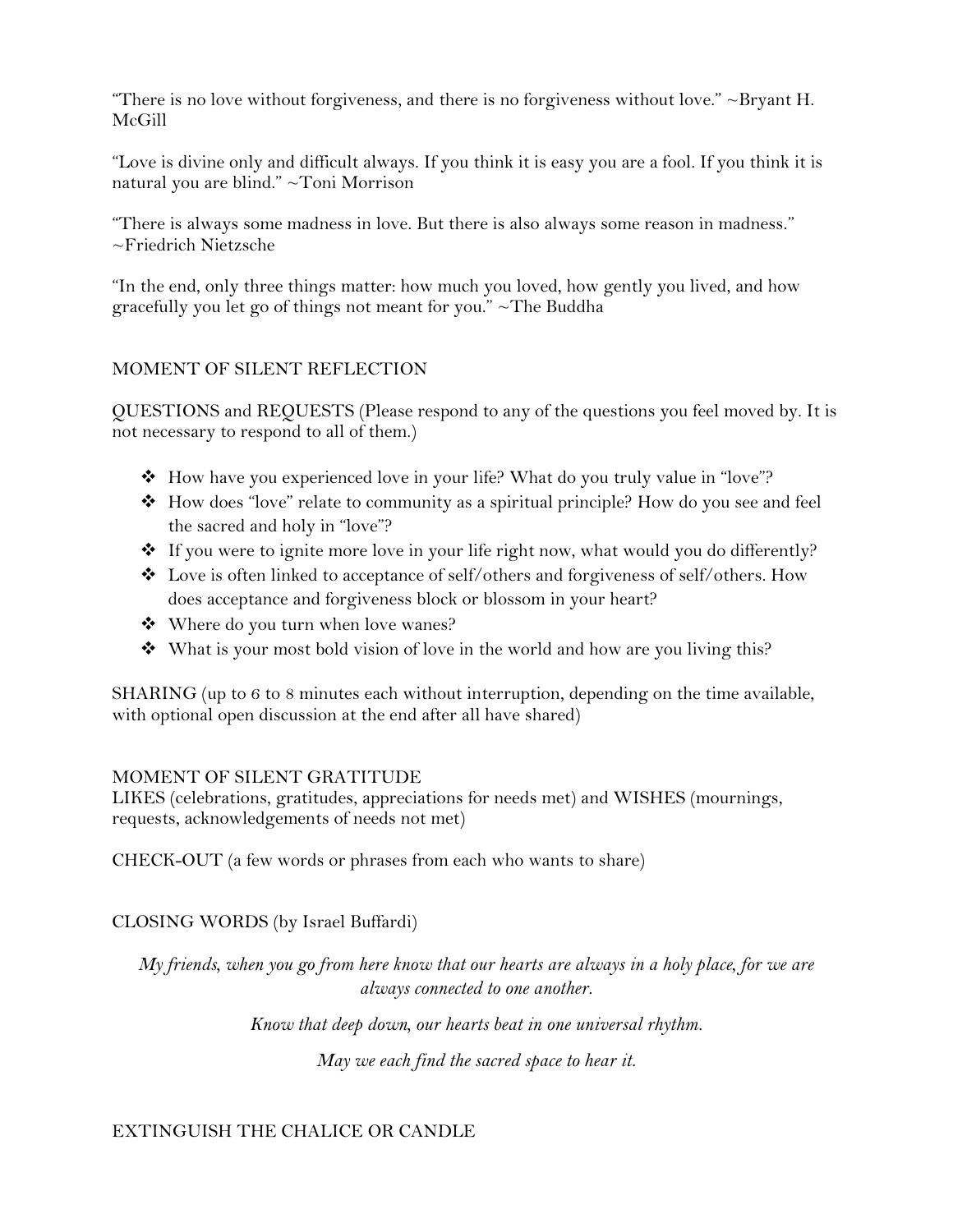"There is no love without forgiveness, and there is no forgiveness without love." ~Bryant H. McGill

"Love is divine only and difficult always. If you think it is easy you are a fool. If you think it is natural you are blind." ~Toni Morrison

"There is always some madness in love. But there is also always some reason in madness." ~Friedrich Nietzsche

"In the end, only three things matter: how much you loved, how gently you lived, and how gracefully you let go of things not meant for you." ~The Buddha

MOMENT OF SILENT REFLECTION

QUESTIONS and REQUESTS (Please respond to any of the questions you feel moved by. It is not necessary to respond to all of them.)

- How have you experienced love in your life? What do you truly value in "love"?
- How does "love" relate to community as a spiritual principle? How do you see and feel the sacred and holy in "love"?
- If you were to ignite more love in your life right now, what would you do differently?
- Love is often linked to acceptance of self/others and forgiveness of self/others. How does acceptance and forgiveness block or blossom in your heart?
- Where do you turn when love wanes?
- What is your most bold vision of love in the world and how are you living this?

SHARING (up to 6 to 8 minutes each without interruption, depending on the time available, with optional open discussion at the end after all have shared)

MOMENT OF SILENT GRATITUDE

LIKES (celebrations, gratitudes, appreciations for needs met) and WISHES (mournings, requests, acknowledgements of needs not met)

CHECK-OUT (a few words or phrases from each who wants to share)

CLOSING WORDS (by Israel Buffardi)

*My friends, when you go from here know that our hearts are always in a holy place, for we are always connected to one another.*

*Know that deep down, our hearts beat in one universal rhythm.*

*May we each find the sacred space to hear it.*

EXTINGUISH THE CHALICE OR CANDLE